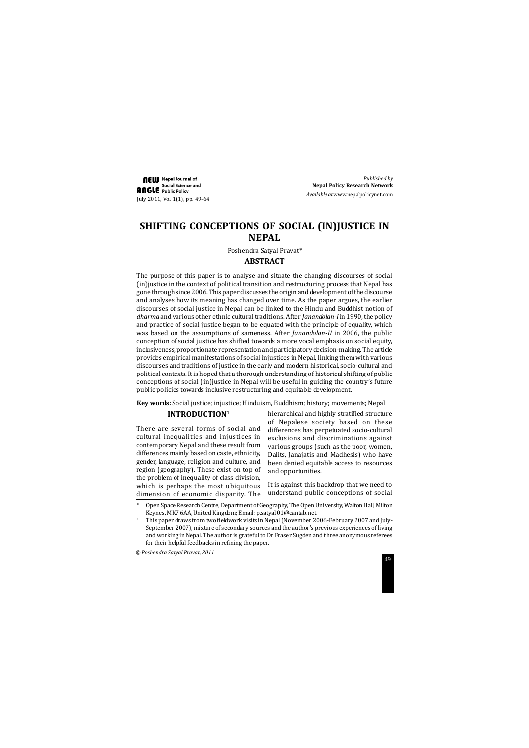# SHIFTING CONCEPTIONS OF SOCIAL (IN)JUSTICE IN NEPAL

Poshendra Satyal Pravat*

## ABSTRACT

The purpose of this paper is to analyse and situate the changing discourses of social (in)justice in the context of political transition and restructuring process that Nepal has gone through since 2006. This paper discusses the origin and development of the discourse and analyses how its meaning has changed over time. As the paper argues, the earlier discourses of social justice in Nepal can be linked to the Hindu and Buddhist notion of *dharma* and various other ethnic cultural traditions. After *Janandolan-I* in 1990, the policy and practice of social justice began to be equated with the principle of equality, which was based on the assumptions of sameness. After *Janandolan-II* in 2006, the public conception of social justice has shifted towards a more vocal emphasis on social equity, inclusiveness, proportionate representation and participatory decision-making. The article provides empirical manifestations of social injustices in Nepal, linking them with various discourses and traditions of justice in the early and modern historical, socio-cultural and political contexts. It is hoped that a thorough understanding of historical shifting of public conceptions of social (in)justice in Nepal will be useful in guiding the country's future public policies towards inclusive restructuring and equitable development.

**Key words:** Social justice; injustice; Hinduism, Buddhism; history; movements; Nepal

## INTRODUCTION[1]

There are several forms of social and cultural inequalities and injustices in contemporary Nepal and these result from differences mainly based on caste, ethnicity, gender, language, religion and culture, and region (geography). These exist on top of the problem of inequality of class division, which is perhaps the most ubiquitous dimension of economic disparity. The hierarchical and highly stratified structure of Nepalese society based on these differences has perpetuated socio-cultural exclusions and discriminations against various groups (such as the poor, women, Dalits, Janajatis and Madhesis) who have been denied equitable access to resources and opportunities.

It is against this backdrop that we need to understand public conceptions of social

---

\* Open Space Research Centre, Department of Geography, The Open University, Walton Hall, Milton Keynes, MK7 6AA, United Kingdom; Email: p.satyal.01@cantab.net.

[1] This paper draws from two fieldwork visits in Nepal (November 2006-February 2007 and July-September 2007), mixture of secondary sources and the author's previous experiences of living and working in Nepal. The author is grateful to Dr Fraser Sugden and three anonymous referees for their helpful feedbacks in refining the paper.

© *Poshendra Satyal Pravat, 2011*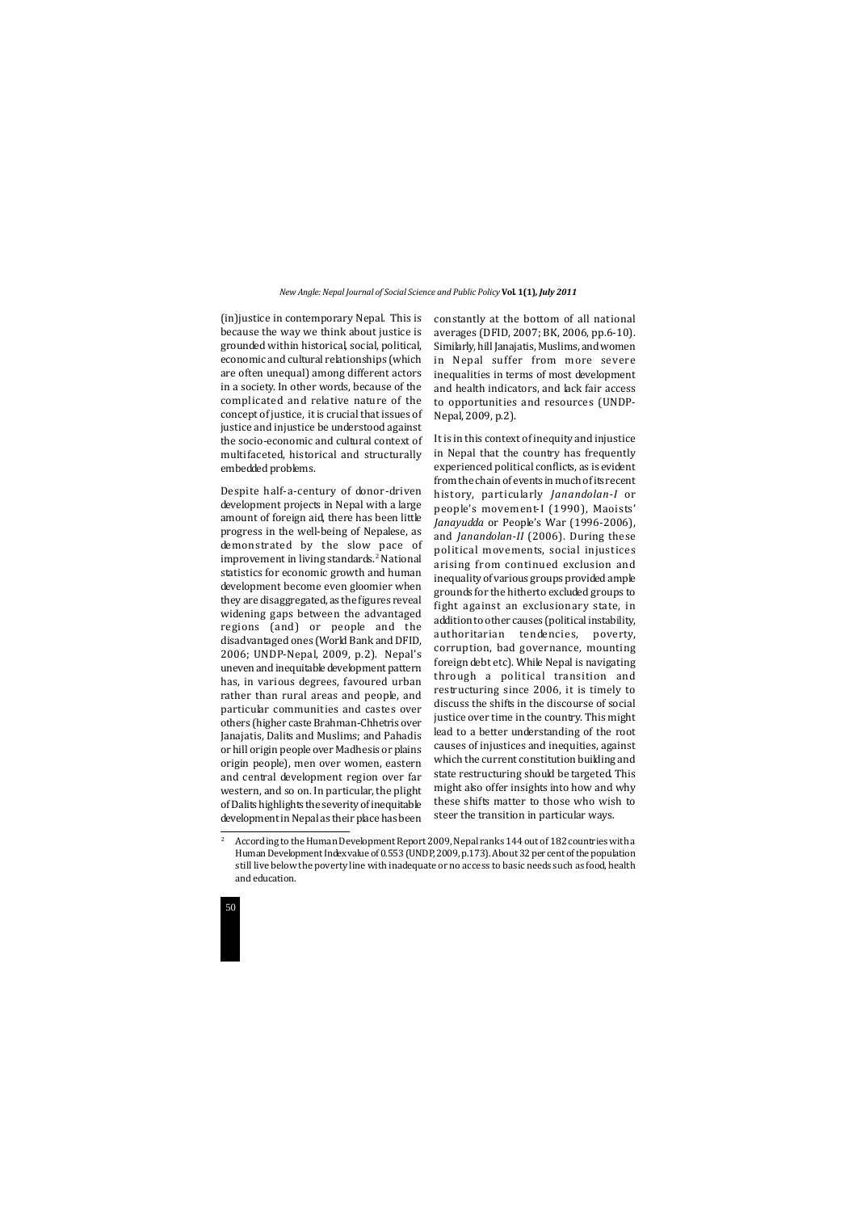(in)justice in contemporary Nepal. This is because the way we think about justice is grounded within historical, social, political, economic and cultural relationships (which are often unequal) among different actors in a society. In other words, because of the complicated and relative nature of the concept of justice, it is crucial that issues of justice and injustice be understood against the socio-economic and cultural context of multifaceted, historical and structurally embedded problems.

Despite half-a-century of donor-driven development projects in Nepal with a large amount of foreign aid, there has been little progress in the well-being of Nepalese, as demonstrated by the slow pace of improvement in living standards.[2] National statistics for economic growth and human development become even gloomier when they are disaggregated, as the figures reveal widening gaps between the advantaged regions (and) or people and the disadvantaged ones (World Bank and DFID, 2006; UNDP-Nepal, 2009, p.2). Nepal's uneven and inequitable development pattern has, in various degrees, favoured urban rather than rural areas and people, and particular communities and castes over others (higher caste Brahman-Chhetris over Janajatis, Dalits and Muslims; and Pahadis or hill origin people over Madhesis or plains origin people), men over women, eastern and central development region over far western, and so on. In particular, the plight of Dalits highlights the severity of inequitable development in Nepal as their place has been constantly at the bottom of all national averages (DFID, 2007; BK, 2006, pp.6-10). Similarly, hill Janajatis, Muslims, and women in Nepal suffer from more severe inequalities in terms of most development and health indicators, and lack fair access to opportunities and resources (UNDP-Nepal, 2009, p.2).

It is in this context of inequity and injustice in Nepal that the country has frequently experienced political conflicts, as is evident from the chain of events in much of its recent history, particularly *Janandolan-I* or people's movement-I (1990), Maoists' *Janayudda* or People's War (1996-2006), and *Janandolan-II* (2006). During these political movements, social injustices arising from continued exclusion and inequality of various groups provided ample grounds for the hitherto excluded groups to fight against an exclusionary state, in addition to other causes (political instability, authoritarian tendencies, poverty, corruption, bad governance, mounting foreign debt etc). While Nepal is navigating through a political transition and restructuring since 2006, it is timely to discuss the shifts in the discourse of social justice over time in the country. This might lead to a better understanding of the root causes of injustices and inequities, against which the current constitution building and state restructuring should be targeted. This might also offer insights into how and why these shifts matter to those who wish to steer the transition in particular ways.

---

[2] According to the Human Development Report 2009, Nepal ranks 144 out of 182 countries with a Human Development Index value of 0.553 (UNDP, 2009, p.173). About 32 per cent of the population still live below the poverty line with inadequate or no access to basic needs such as food, health and education.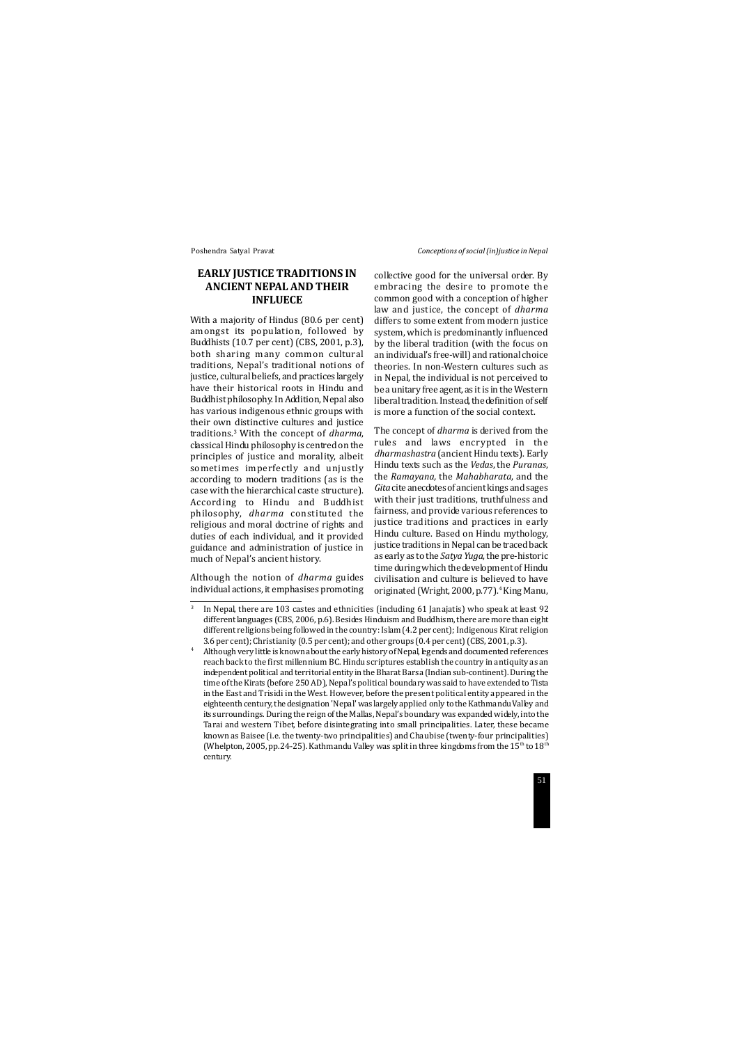## EARLY JUSTICE TRADITIONS IN ANCIENT NEPAL AND THEIR INFLUECE

With a majority of Hindus (80.6 per cent) amongst its population, followed by Buddhists (10.7 per cent) (CBS, 2001, p.3), both sharing many common cultural traditions, Nepal's traditional notions of justice, cultural beliefs, and practices largely have their historical roots in Hindu and Buddhist philosophy. In Addition, Nepal also has various indigenous ethnic groups with their own distinctive cultures and justice traditions.[3] With the concept of *dharma*, classical Hindu philosophy is centred on the principles of justice and morality, albeit sometimes imperfectly and unjustly according to modern traditions (as is the case with the hierarchical caste structure). According to Hindu and Buddhist philosophy, *dharma* constituted the religious and moral doctrine of rights and duties of each individual, and it provided guidance and administration of justice in much of Nepal's ancient history.

Although the notion of *dharma* guides individual actions, it emphasises promoting collective good for the universal order. By embracing the desire to promote the common good with a conception of higher law and justice, the concept of *dharma* differs to some extent from modern justice system, which is predominantly influenced by the liberal tradition (with the focus on an individual's free-will) and rational choice theories. In non-Western cultures such as in Nepal, the individual is not perceived to be a unitary free agent, as it is in the Western liberal tradition. Instead, the definition of self is more a function of the social context.

The concept of *dharma* is derived from the rules and laws encrypted in the *dharmashastra* (ancient Hindu texts). Early Hindu texts such as the *Vedas*, the *Puranas*, the *Ramayana*, the *Mahabharata*, and the *Gita* cite anecdotes of ancient kings and sages with their just traditions, truthfulness and fairness, and provide various references to justice traditions and practices in early Hindu culture. Based on Hindu mythology, justice traditions in Nepal can be traced back as early as to the *Satya Yuga*, the pre-historic time during which the development of Hindu civilisation and culture is believed to have originated (Wright, 2000, p.77).[4] King Manu,

---

[3] In Nepal, there are 103 castes and ethnicities (including 61 Janajatis) who speak at least 92 different languages (CBS, 2006, p.6). Besides Hinduism and Buddhism, there are more than eight different religions being followed in the country: Islam (4.2 per cent); Indigenous Kirat religion 3.6 per cent); Christianity (0.5 per cent); and other groups (0.4 per cent) (CBS, 2001, p.3).

[4] Although very little is known about the early history of Nepal, legends and documented references reach back to the first millennium BC. Hindu scriptures establish the country in antiquity as an independent political and territorial entity in the Bharat Barsa (Indian sub-continent). During the time of the Kirats (before 250 AD), Nepal's political boundary was said to have extended to Tista in the East and Trisidi in the West. However, before the present political entity appeared in the eighteenth century, the designation 'Nepal' was largely applied only to the Kathmandu Valley and its surroundings. During the reign of the Mallas, Nepal's boundary was expanded widely, into the Tarai and western Tibet, before disintegrating into small principalities. Later, these became known as Baisee (i.e. the twenty-two principalities) and Chaubise (twenty-four principalities) (Whelpton, 2005, pp.24-25). Kathmandu Valley was split in three kingdoms from the 15th to 18th century.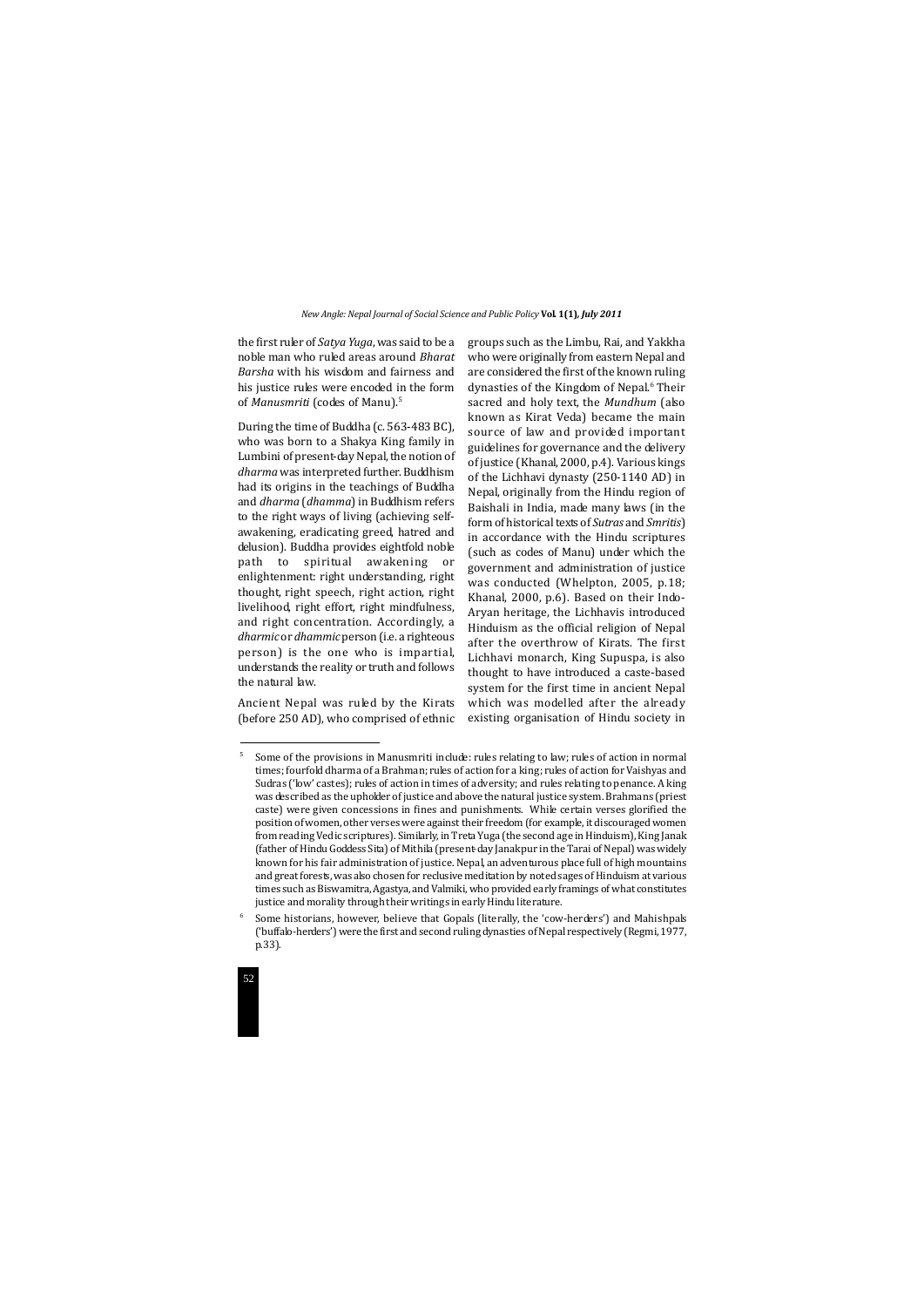the first ruler of *Satya Yuga*, was said to be a noble man who ruled areas around *Bharat Barsha* with his wisdom and fairness and his justice rules were encoded in the form of *Manusmriti* (codes of Manu).[5]

During the time of Buddha (c. 563-483 BC), who was born to a Shakya King family in Lumbini of present-day Nepal, the notion of *dharma* was interpreted further. Buddhism had its origins in the teachings of Buddha and *dharma* (*dhamma*) in Buddhism refers to the right ways of living (achieving self-awakening, eradicating greed, hatred and delusion). Buddha provides eightfold noble path to spiritual awakening or enlightenment: right understanding, right thought, right speech, right action, right livelihood, right effort, right mindfulness, and right concentration. Accordingly, a *dharmic* or *dhammic* person (i.e. a righteous person) is the one who is impartial, understands the reality or truth and follows the natural law.

Ancient Nepal was ruled by the Kirats (before 250 AD), who comprised of ethnic groups such as the Limbu, Rai, and Yakkha who were originally from eastern Nepal and are considered the first of the known ruling dynasties of the Kingdom of Nepal.[6] Their sacred and holy text, the *Mundhum* (also known as Kirat Veda) became the main source of law and provided important guidelines for governance and the delivery of justice (Khanal, 2000, p.4). Various kings of the Lichhavi dynasty (250-1140 AD) in Nepal, originally from the Hindu region of Baishali in India, made many laws (in the form of historical texts of *Sutras* and *Smritis*) in accordance with the Hindu scriptures (such as codes of Manu) under which the government and administration of justice was conducted (Whelpton, 2005, p.18; Khanal, 2000, p.6). Based on their Indo-Aryan heritage, the Lichhavis introduced Hinduism as the official religion of Nepal after the overthrow of Kirats. The first Lichhavi monarch, King Supuspa, is also thought to have introduced a caste-based system for the first time in ancient Nepal which was modelled after the already existing organisation of Hindu society in

---

[5] Some of the provisions in Manusmriti include: rules relating to law; rules of action in normal times; fourfold dharma of a Brahman; rules of action for a king; rules of action for Vaishyas and Sudras ('low' castes); rules of action in times of adversity; and rules relating to penance. A king was described as the upholder of justice and above the natural justice system. Brahmans (priest caste) were given concessions in fines and punishments. While certain verses glorified the position of women, other verses were against their freedom (for example, it discouraged women from reading Vedic scriptures). Similarly, in Treta Yuga (the second age in Hinduism), King Janak (father of Hindu Goddess Sita) of Mithila (present-day Janakpur in the Tarai of Nepal) was widely known for his fair administration of justice. Nepal, an adventurous place full of high mountains and great forests, was also chosen for reclusive meditation by noted sages of Hinduism at various times such as Biswamitra, Agastya, and Valmiki, who provided early framings of what constitutes justice and morality through their writings in early Hindu literature.

[6] Some historians, however, believe that Gopals (literally, the 'cow-herders') and Mahishpals ('buffalo-herders') were the first and second ruling dynasties of Nepal respectively (Regmi, 1977, p.33).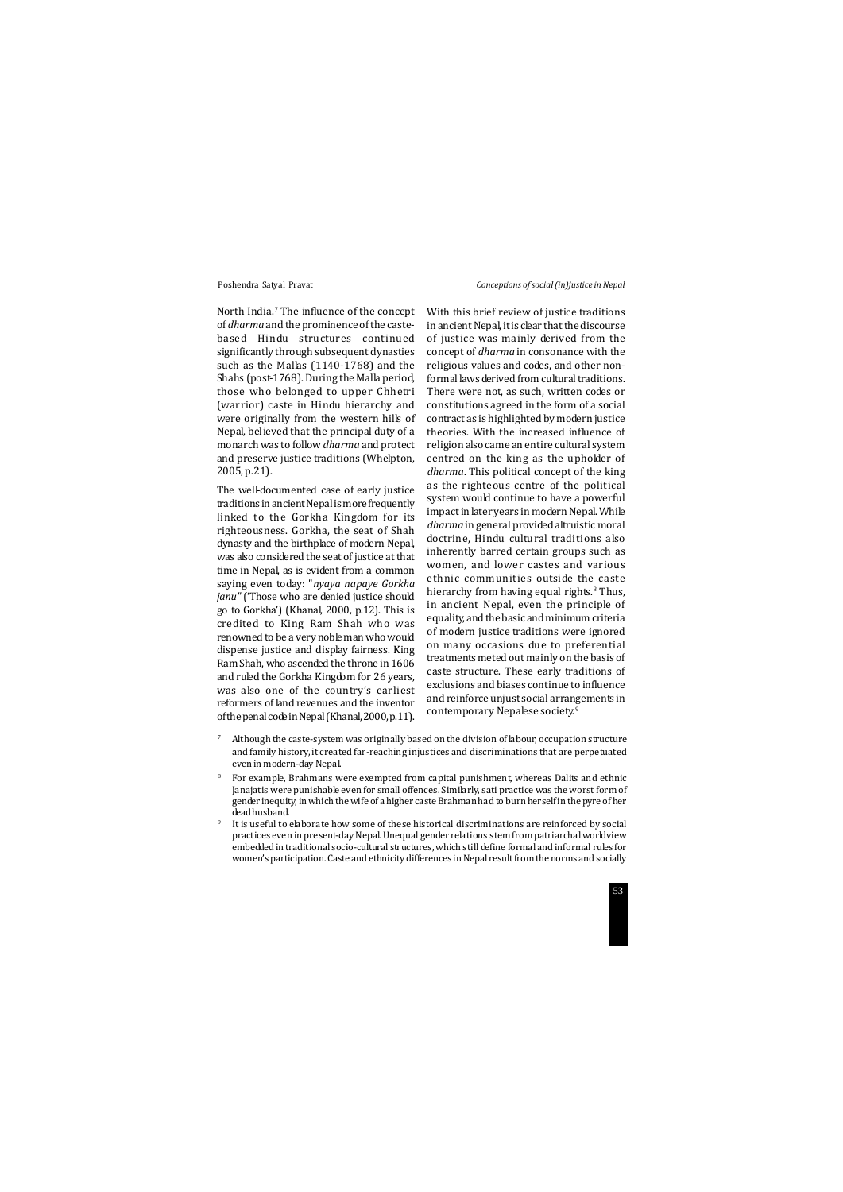North India.[7] The influence of the concept of *dharma* and the prominence of the caste-based Hindu structures continued significantly through subsequent dynasties such as the Mallas (1140-1768) and the Shahs (post-1768). During the Malla period, those who belonged to upper Chhetri (warrior) caste in Hindu hierarchy and were originally from the western hills of Nepal, believed that the principal duty of a monarch was to follow *dharma* and protect and preserve justice traditions (Whelpton, 2005, p.21).

The well-documented case of early justice traditions in ancient Nepal is more frequently linked to the Gorkha Kingdom for its righteousness. Gorkha, the seat of Shah dynasty and the birthplace of modern Nepal, was also considered the seat of justice at that time in Nepal, as is evident from a common saying even today: "*nyaya napaye Gorkha janu*" ('Those who are denied justice should go to Gorkha') (Khanal, 2000, p.12). This is credited to King Ram Shah who was renowned to be a very noble man who would dispense justice and display fairness. King Ram Shah, who ascended the throne in 1606 and ruled the Gorkha Kingdom for 26 years, was also one of the country's earliest reformers of land revenues and the inventor of the penal code in Nepal (Khanal, 2000, p.11).

With this brief review of justice traditions in ancient Nepal, it is clear that the discourse of justice was mainly derived from the concept of *dharma* in consonance with the religious values and codes, and other non-formal laws derived from cultural traditions. There were not, as such, written codes or constitutions agreed in the form of a social contract as is highlighted by modern justice theories. With the increased influence of religion also came an entire cultural system centred on the king as the upholder of *dharma*. This political concept of the king as the righteous centre of the political system would continue to have a powerful impact in later years in modern Nepal. While *dharma* in general provided altruistic moral doctrine, Hindu cultural traditions also inherently barred certain groups such as women, and lower castes and various ethnic communities outside the caste hierarchy from having equal rights.[8] Thus, in ancient Nepal, even the principle of equality, and the basic and minimum criteria of modern justice traditions were ignored on many occasions due to preferential treatments meted out mainly on the basis of caste structure. These early traditions of exclusions and biases continue to influence and reinforce unjust social arrangements in contemporary Nepalese society.[9]

---

[7] Although the caste-system was originally based on the division of labour, occupation structure and family history, it created far-reaching injustices and discriminations that are perpetuated even in modern-day Nepal.

[8] For example, Brahmans were exempted from capital punishment, whereas Dalits and ethnic Janajatis were punishable even for small offences. Similarly, sati practice was the worst form of gender inequity, in which the wife of a higher caste Brahman had to burn herself in the pyre of her dead husband.

[9] It is useful to elaborate how some of these historical discriminations are reinforced by social practices even in present-day Nepal. Unequal gender relations stem from patriarchal worldview embedded in traditional socio-cultural structures, which still define formal and informal rules for women's participation. Caste and ethnicity differences in Nepal result from the norms and socially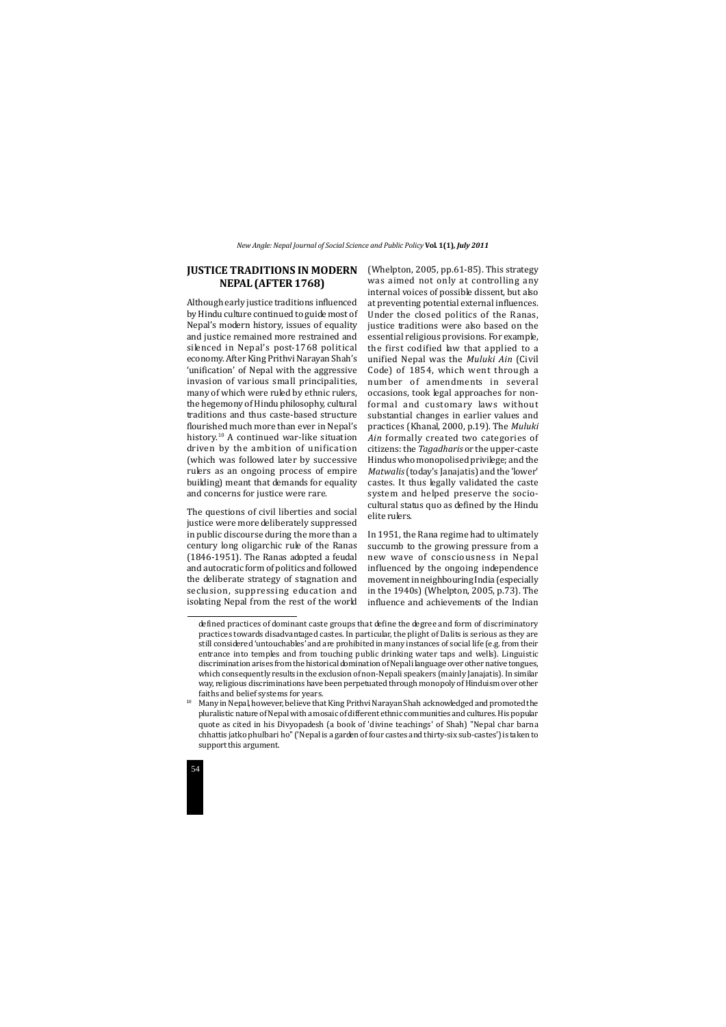## JUSTICE TRADITIONS IN MODERN NEPAL (AFTER 1768)

Although early justice traditions influenced by Hindu culture continued to guide most of Nepal's modern history, issues of equality and justice remained more restrained and silenced in Nepal's post-1768 political economy. After King Prithvi Narayan Shah's 'unification' of Nepal with the aggressive invasion of various small principalities, many of which were ruled by ethnic rulers, the hegemony of Hindu philosophy, cultural traditions and thus caste-based structure flourished much more than ever in Nepal's history.[10] A continued war-like situation driven by the ambition of unification (which was followed later by successive rulers as an ongoing process of empire building) meant that demands for equality and concerns for justice were rare.

The questions of civil liberties and social justice were more deliberately suppressed in public discourse during the more than a century long oligarchic rule of the Ranas (1846-1951). The Ranas adopted a feudal and autocratic form of politics and followed the deliberate strategy of stagnation and seclusion, suppressing education and isolating Nepal from the rest of the world (Whelpton, 2005, pp.61-85). This strategy was aimed not only at controlling any internal voices of possible dissent, but also at preventing potential external influences. Under the closed politics of the Ranas, justice traditions were also based on the essential religious provisions. For example, the first codified law that applied to a unified Nepal was the *Muluki Ain* (Civil Code) of 1854, which went through a number of amendments in several occasions, took legal approaches for non-formal and customary laws without substantial changes in earlier values and practices (Khanal, 2000, p.19). The *Muluki Ain* formally created two categories of citizens: the *Tagadharis* or the upper-caste Hindus who monopolised privilege; and the *Matwalis* (today's Janajatis) and the 'lower' castes. It thus legally validated the caste system and helped preserve the socio-cultural status quo as defined by the Hindu elite rulers.

In 1951, the Rana regime had to ultimately succumb to the growing pressure from a new wave of consciousness in Nepal influenced by the ongoing independence movement in neighbouring India (especially in the 1940s) (Whelpton, 2005, p.73). The influence and achievements of the Indian

---

defined practices of dominant caste groups that define the degree and form of discriminatory practices towards disadvantaged castes. In particular, the plight of Dalits is serious as they are still considered 'untouchables' and are prohibited in many instances of social life (e.g. from their entrance into temples and from touching public drinking water taps and wells). Linguistic discrimination arises from the historical domination of Nepali language over other native tongues, which consequently results in the exclusion of non-Nepali speakers (mainly Janajatis). In similar way, religious discriminations have been perpetuated through monopoly of Hinduism over other faiths and belief systems for years.

[10] Many in Nepal, however, believe that King Prithvi Narayan Shah acknowledged and promoted the pluralistic nature of Nepal with a mosaic of different ethnic communities and cultures. His popular quote as cited in his Divyopadesh (a book of 'divine teachings' of Shah) "Nepal char barna chhattis jatko phulbari ho" ('Nepal is a garden of four castes and thirty-six sub-castes') is taken to support this argument.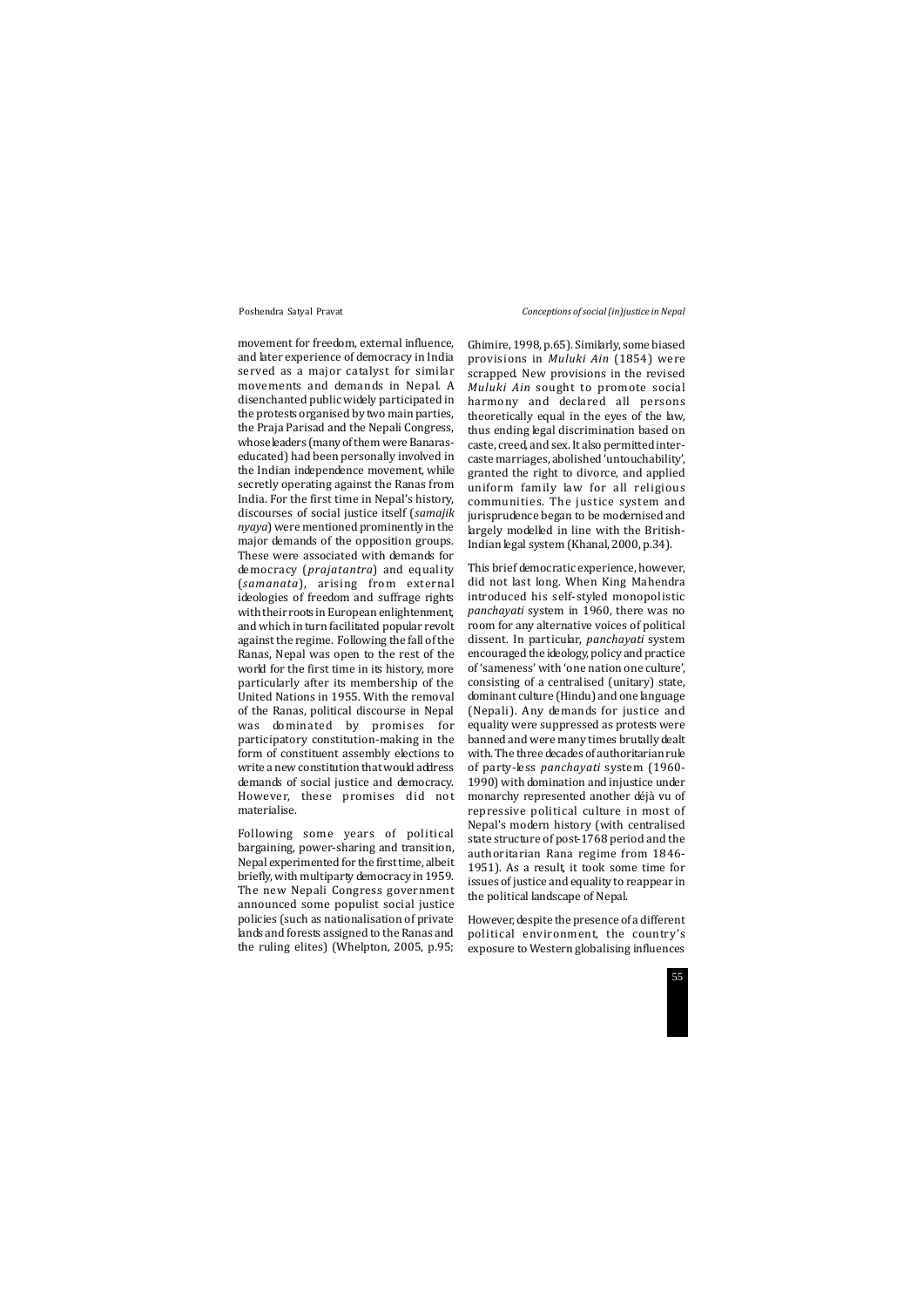movement for freedom, external influence, and later experience of democracy in India served as a major catalyst for similar movements and demands in Nepal. A disenchanted public widely participated in the protests organised by two main parties, the Praja Parisad and the Nepali Congress, whose leaders (many of them were Banaras-educated) had been personally involved in the Indian independence movement, while secretly operating against the Ranas from India. For the first time in Nepal's history, discourses of social justice itself (*samajik nyaya*) were mentioned prominently in the major demands of the opposition groups. These were associated with demands for democracy (*prajatantra*) and equality (*samanata*), arising from external ideologies of freedom and suffrage rights with their roots in European enlightenment, and which in turn facilitated popular revolt against the regime. Following the fall of the Ranas, Nepal was open to the rest of the world for the first time in its history, more particularly after its membership of the United Nations in 1955. With the removal of the Ranas, political discourse in Nepal was dominated by promises for participatory constitution-making in the form of constituent assembly elections to write a new constitution that would address demands of social justice and democracy. However, these promises did not materialise.

Following some years of political bargaining, power-sharing and transition, Nepal experimented for the first time, albeit briefly, with multiparty democracy in 1959. The new Nepali Congress government announced some populist social justice policies (such as nationalisation of private lands and forests assigned to the Ranas and the ruling elites) (Whelpton, 2005, p.95; Ghimire, 1998, p.65). Similarly, some biased provisions in *Muluki Ain* (1854) were scrapped. New provisions in the revised *Muluki Ain* sought to promote social harmony and declared all persons theoretically equal in the eyes of the law, thus ending legal discrimination based on caste, creed, and sex. It also permitted inter-caste marriages, abolished 'untouchability', granted the right to divorce, and applied uniform family law for all religious communities. The justice system and jurisprudence began to be modernised and largely modelled in line with the British-Indian legal system (Khanal, 2000, p.34).

This brief democratic experience, however, did not last long. When King Mahendra introduced his self-styled monopolistic *panchayati* system in 1960, there was no room for any alternative voices of political dissent. In particular, *panchayati* system encouraged the ideology, policy and practice of 'sameness' with 'one nation one culture', consisting of a centralised (unitary) state, dominant culture (Hindu) and one language (Nepali). Any demands for justice and equality were suppressed as protests were banned and were many times brutally dealt with. The three decades of authoritarian rule of party-less *panchayati* system (1960-1990) with domination and injustice under monarchy represented another déjà vu of repressive political culture in most of Nepal's modern history (with centralised state structure of post-1768 period and the authoritarian Rana regime from 1846-1951). As a result, it took some time for issues of justice and equality to reappear in the political landscape of Nepal.

However, despite the presence of a different political environment, the country's exposure to Western globalising influences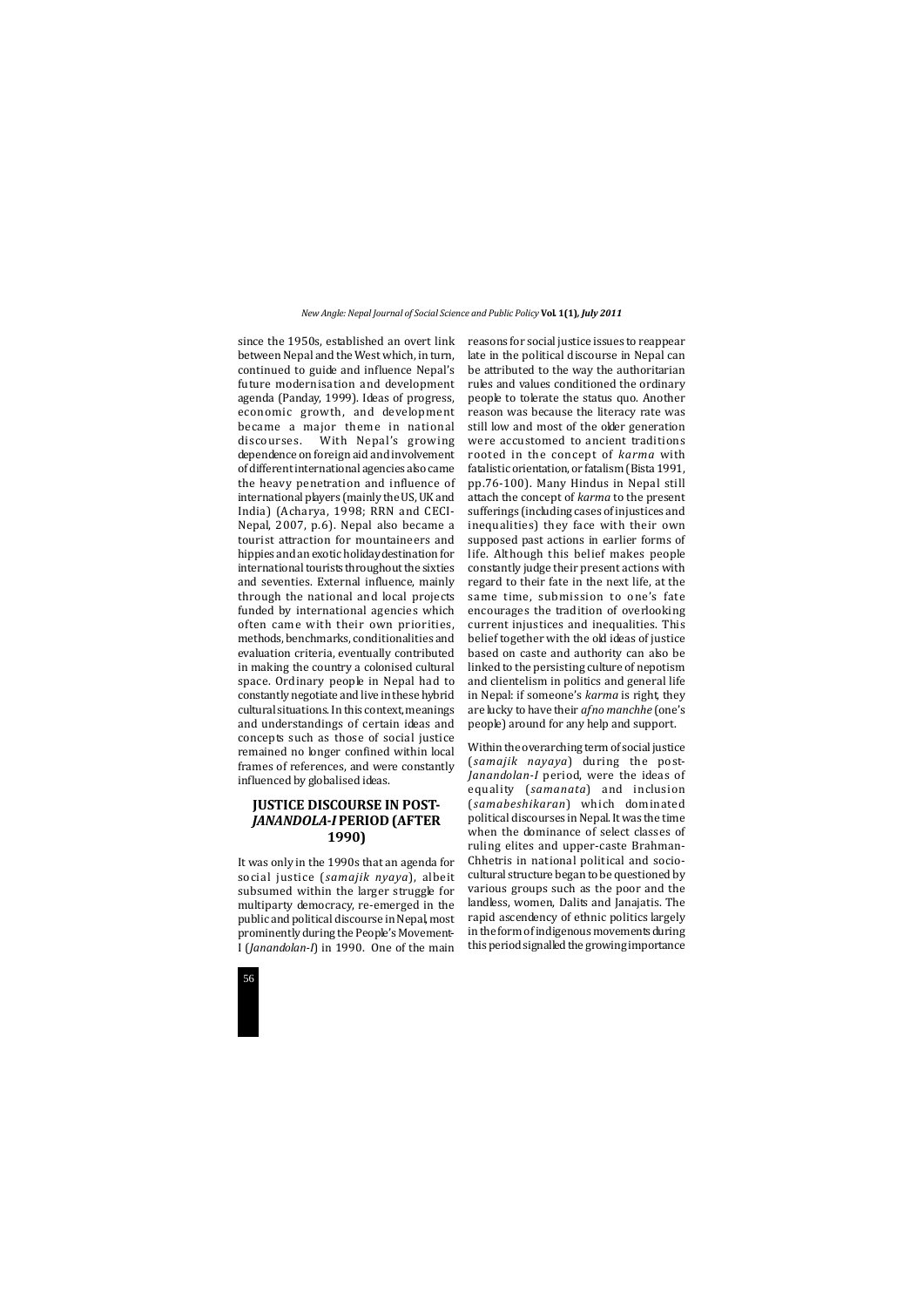since the 1950s, established an overt link between Nepal and the West which, in turn, continued to guide and influence Nepal's future modernisation and development agenda (Panday, 1999). Ideas of progress, economic growth, and development became a major theme in national discourses. With Nepal's growing dependence on foreign aid and involvement of different international agencies also came the heavy penetration and influence of international players (mainly the US, UK and India) (Acharya, 1998; RRN and CECI-Nepal, 2007, p.6). Nepal also became a tourist attraction for mountaineers and hippies and an exotic holiday destination for international tourists throughout the sixties and seventies. External influence, mainly through the national and local projects funded by international agencies which often came with their own priorities, methods, benchmarks, conditionalities and evaluation criteria, eventually contributed in making the country a colonised cultural space. Ordinary people in Nepal had to constantly negotiate and live in these hybrid cultural situations. In this context, meanings and understandings of certain ideas and concepts such as those of social justice remained no longer confined within local frames of references, and were constantly influenced by globalised ideas.

## JUSTICE DISCOURSE IN POST-*JANANDOLA-I* PERIOD (AFTER 1990)

It was only in the 1990s that an agenda for social justice (*samajik nyaya*), albeit subsumed within the larger struggle for multiparty democracy, re-emerged in the public and political discourse in Nepal, most prominently during the People's Movement-I (*Janandolan-I*) in 1990. One of the main reasons for social justice issues to reappear late in the political discourse in Nepal can be attributed to the way the authoritarian rules and values conditioned the ordinary people to tolerate the status quo. Another reason was because the literacy rate was still low and most of the older generation were accustomed to ancient traditions rooted in the concept of *karma* with fatalistic orientation, or fatalism (Bista 1991, pp.76-100). Many Hindus in Nepal still attach the concept of *karma* to the present sufferings (including cases of injustices and inequalities) they face with their own supposed past actions in earlier forms of life. Although this belief makes people constantly judge their present actions with regard to their fate in the next life, at the same time, submission to one's fate encourages the tradition of overlooking current injustices and inequalities. This belief together with the old ideas of justice based on caste and authority can also be linked to the persisting culture of nepotism and clientelism in politics and general life in Nepal: if someone's *karma* is right, they are lucky to have their *afno manchhe* (one's people) around for any help and support.

Within the overarching term of social justice (*samajik nayaya*) during the post-*Janandolan-I* period, were the ideas of equality (*samanata*) and inclusion (*samabeshikaran*) which dominated political discourses in Nepal. It was the time when the dominance of select classes of ruling elites and upper-caste Brahman-Chhetris in national political and socio-cultural structure began to be questioned by various groups such as the poor and the landless, women, Dalits and Janajatis. The rapid ascendency of ethnic politics largely in the form of indigenous movements during this period signalled the growing importance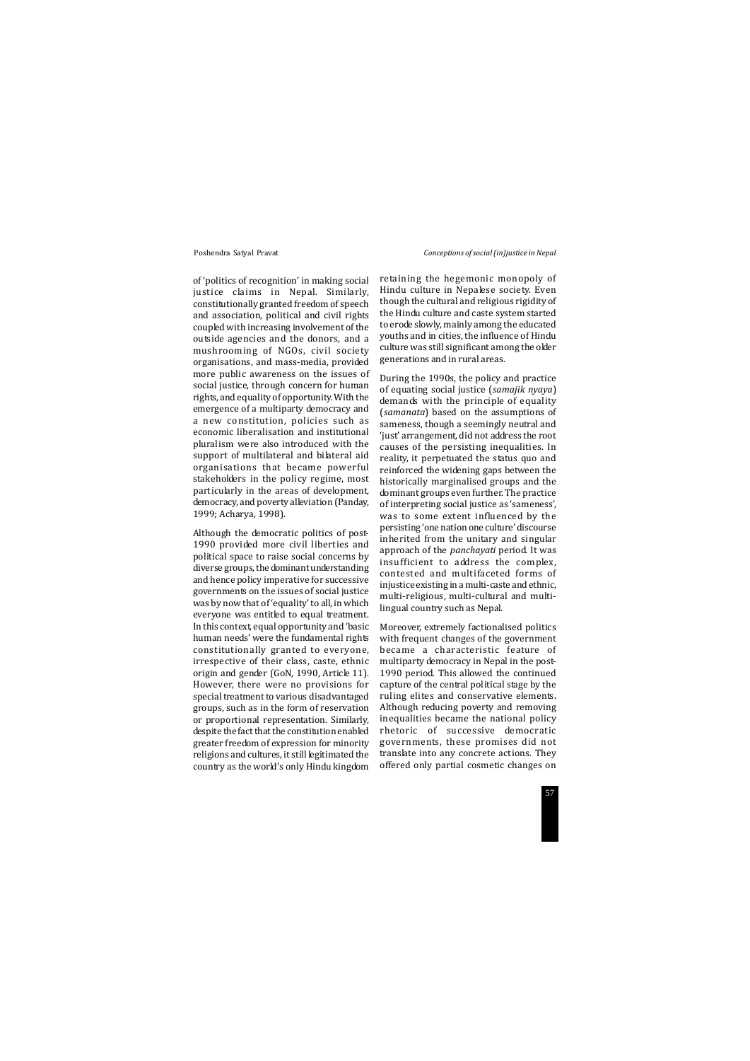of 'politics of recognition' in making social justice claims in Nepal. Similarly, constitutionally granted freedom of speech and association, political and civil rights coupled with increasing involvement of the outside agencies and the donors, and a mushrooming of NGOs, civil society organisations, and mass-media, provided more public awareness on the issues of social justice, through concern for human rights, and equality of opportunity. With the emergence of a multiparty democracy and a new constitution, policies such as economic liberalisation and institutional pluralism were also introduced with the support of multilateral and bilateral aid organisations that became powerful stakeholders in the policy regime, most particularly in the areas of development, democracy, and poverty alleviation (Panday, 1999; Acharya, 1998).

Although the democratic politics of post-1990 provided more civil liberties and political space to raise social concerns by diverse groups, the dominant understanding and hence policy imperative for successive governments on the issues of social justice was by now that of 'equality' to all, in which everyone was entitled to equal treatment. In this context, equal opportunity and 'basic human needs' were the fundamental rights constitutionally granted to everyone, irrespective of their class, caste, ethnic origin and gender (GoN, 1990, Article 11). However, there were no provisions for special treatment to various disadvantaged groups, such as in the form of reservation or proportional representation. Similarly, despite the fact that the constitution enabled greater freedom of expression for minority religions and cultures, it still legitimated the country as the world's only Hindu kingdom retaining the hegemonic monopoly of Hindu culture in Nepalese society. Even though the cultural and religious rigidity of the Hindu culture and caste system started to erode slowly, mainly among the educated youths and in cities, the influence of Hindu culture was still significant among the older generations and in rural areas.

During the 1990s, the policy and practice of equating social justice (*samajik nyaya*) demands with the principle of equality (*samanata*) based on the assumptions of sameness, though a seemingly neutral and 'just' arrangement, did not address the root causes of the persisting inequalities. In reality, it perpetuated the status quo and reinforced the widening gaps between the historically marginalised groups and the dominant groups even further. The practice of interpreting social justice as 'sameness', was to some extent influenced by the persisting 'one nation one culture' discourse inherited from the unitary and singular approach of the *panchayati* period. It was insufficient to address the complex, contested and multifaceted forms of injustice existing in a multi-caste and ethnic, multi-religious, multi-cultural and multi-lingual country such as Nepal.

Moreover, extremely factionalised politics with frequent changes of the government became a characteristic feature of multiparty democracy in Nepal in the post-1990 period. This allowed the continued capture of the central political stage by the ruling elites and conservative elements. Although reducing poverty and removing inequalities became the national policy rhetoric of successive democratic governments, these promises did not translate into any concrete actions. They offered only partial cosmetic changes on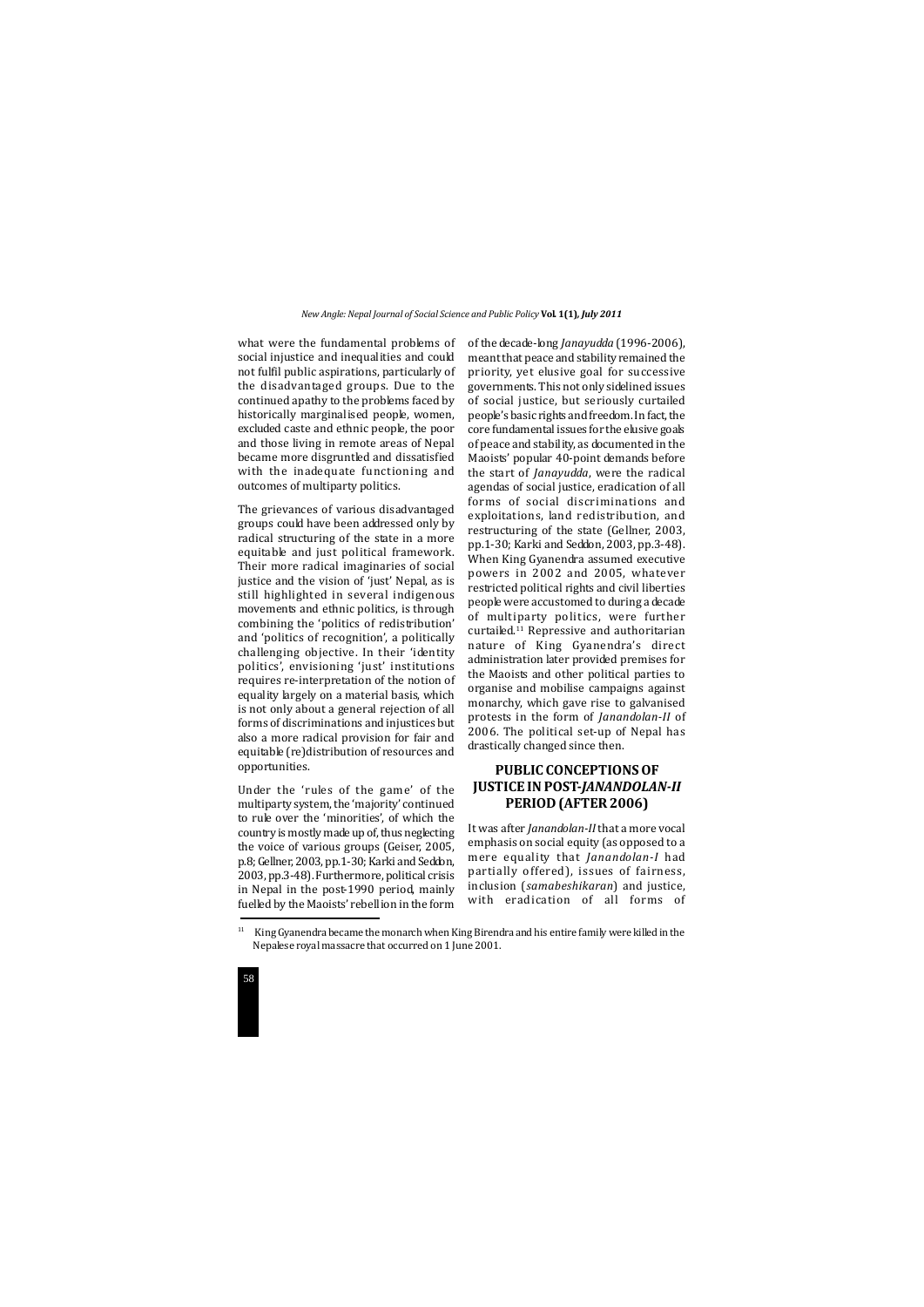what were the fundamental problems of social injustice and inequalities and could not fulfil public aspirations, particularly of the disadvantaged groups. Due to the continued apathy to the problems faced by historically marginalised people, women, excluded caste and ethnic people, the poor and those living in remote areas of Nepal became more disgruntled and dissatisfied with the inadequate functioning and outcomes of multiparty politics.

The grievances of various disadvantaged groups could have been addressed only by radical structuring of the state in a more equitable and just political framework. Their more radical imaginaries of social justice and the vision of 'just' Nepal, as is still highlighted in several indigenous movements and ethnic politics, is through combining the 'politics of redistribution' and 'politics of recognition', a politically challenging objective. In their 'identity politics', envisioning 'just' institutions requires re-interpretation of the notion of equality largely on a material basis, which is not only about a general rejection of all forms of discriminations and injustices but also a more radical provision for fair and equitable (re)distribution of resources and opportunities.

Under the 'rules of the game' of the multiparty system, the 'majority' continued to rule over the 'minorities', of which the country is mostly made up of, thus neglecting the voice of various groups (Geiser, 2005, p.8; Gellner, 2003, pp.1-30; Karki and Seddon, 2003, pp.3-48). Furthermore, political crisis in Nepal in the post-1990 period, mainly fuelled by the Maoists' rebellion in the form of the decade-long *Janayudda* (1996-2006), meant that peace and stability remained the priority, yet elusive goal for successive governments. This not only sidelined issues of social justice, but seriously curtailed people's basic rights and freedom. In fact, the core fundamental issues for the elusive goals of peace and stability, as documented in the Maoists' popular 40-point demands before the start of *Janayudda*, were the radical agendas of social justice, eradication of all forms of social discriminations and exploitations, land redistribution, and restructuring of the state (Gellner, 2003, pp.1-30; Karki and Seddon, 2003, pp.3-48). When King Gyanendra assumed executive powers in 2002 and 2005, whatever restricted political rights and civil liberties people were accustomed to during a decade of multiparty politics, were further curtailed.[11] Repressive and authoritarian nature of King Gyanendra's direct administration later provided premises for the Maoists and other political parties to organise and mobilise campaigns against monarchy, which gave rise to galvanised protests in the form of *Janandolan-II* of 2006. The political set-up of Nepal has drastically changed since then.

## PUBLIC CONCEPTIONS OF JUSTICE IN POST-*JANANDOLAN-II* PERIOD (AFTER 2006)

It was after *Janandolan-II* that a more vocal emphasis on social equity (as opposed to a mere equality that *Janandolan-I* had partially offered), issues of fairness, inclusion (*samabeshikaran*) and justice, with eradication of all forms of

[11] King Gyanendra became the monarch when King Birendra and his entire family were killed in the Nepalese royal massacre that occurred on 1 June 2001.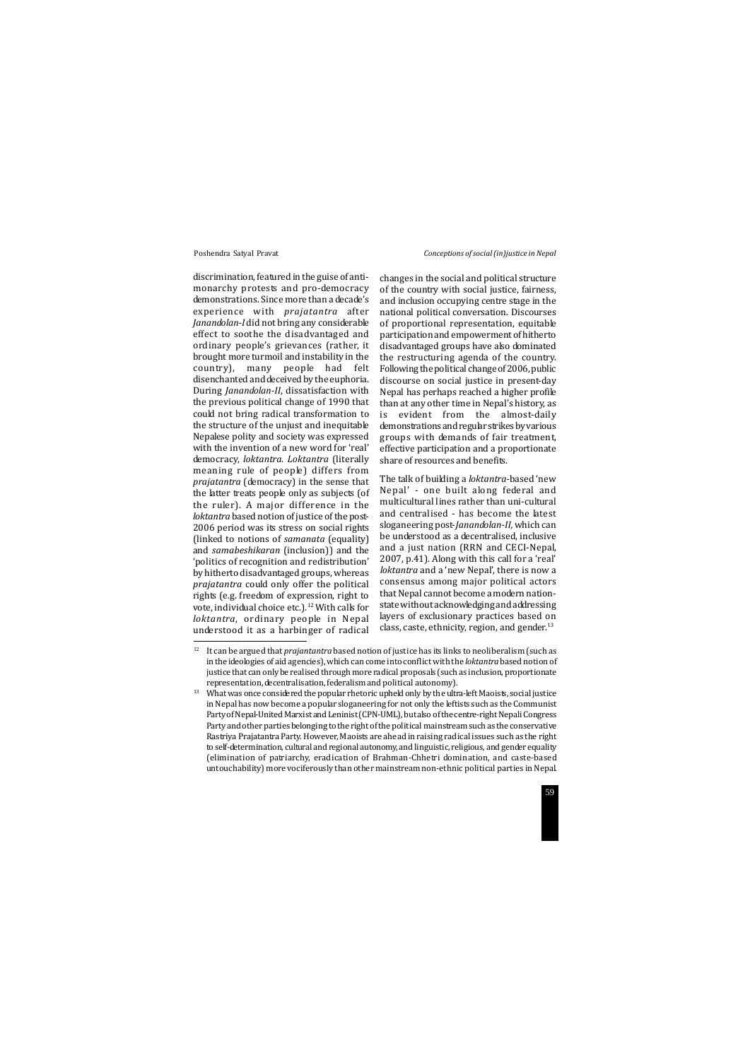discrimination, featured in the guise of anti-monarchy protests and pro-democracy demonstrations. Since more than a decade's experience with *prajatantra* after *Janandolan-I* did not bring any considerable effect to soothe the disadvantaged and ordinary people's grievances (rather, it brought more turmoil and instability in the country), many people had felt disenchanted and deceived by the euphoria. During *Janandolan-II*, dissatisfaction with the previous political change of 1990 that could not bring radical transformation to the structure of the unjust and inequitable Nepalese polity and society was expressed with the invention of a new word for 'real' democracy, *loktantra*. *Loktantra* (literally meaning rule of people) differs from *prajatantra* (democracy) in the sense that the latter treats people only as subjects (of the ruler). A major difference in the *loktantra* based notion of justice of the post-2006 period was its stress on social rights (linked to notions of *samanata* (equality) and *samabeshikaran* (inclusion)) and the 'politics of recognition and redistribution' by hitherto disadvantaged groups, whereas *prajatantra* could only offer the political rights (e.g. freedom of expression, right to vote, individual choice etc.).[12] With calls for *loktantra*, ordinary people in Nepal understood it as a harbinger of radical changes in the social and political structure of the country with social justice, fairness, and inclusion occupying centre stage in the national political conversation. Discourses of proportional representation, equitable participation and empowerment of hitherto disadvantaged groups have also dominated the restructuring agenda of the country. Following the political change of 2006, public discourse on social justice in present-day Nepal has perhaps reached a higher profile than at any other time in Nepal's history, as is evident from the almost-daily demonstrations and regular strikes by various groups with demands of fair treatment, effective participation and a proportionate share of resources and benefits.

The talk of building a *loktantra*-based 'new Nepal' - one built along federal and multicultural lines rather than uni-cultural and centralised - has become the latest sloganeering post-*Janandolan-II*, which can be understood as a decentralised, inclusive and a just nation (RRN and CECI-Nepal, 2007, p.41). Along with this call for a 'real' *loktantra* and a 'new Nepal', there is now a consensus among major political actors that Nepal cannot become a modern nation-state without acknowledging and addressing layers of exclusionary practices based on class, caste, ethnicity, region, and gender.[13]

---

[12] It can be argued that *prajantantra* based notion of justice has its links to neoliberalism (such as in the ideologies of aid agencies), which can come into conflict with the *loktantra* based notion of justice that can only be realised through more radical proposals (such as inclusion, proportionate representation, decentralisation, federalism and political autonomy).

[13] What was once considered the popular rhetoric upheld only by the ultra-left Maoists, social justice in Nepal has now become a popular sloganeering for not only the leftists such as the Communist Party of Nepal-United Marxist and Leninist (CPN-UML), but also of the centre-right Nepali Congress Party and other parties belonging to the right of the political mainstream such as the conservative Rastriya Prajatantra Party. However, Maoists are ahead in raising radical issues such as the right to self-determination, cultural and regional autonomy, and linguistic, religious, and gender equality (elimination of patriarchy, eradication of Brahman-Chhetri domination, and caste-based untouchability) more vociferously than other mainstream non-ethnic political parties in Nepal.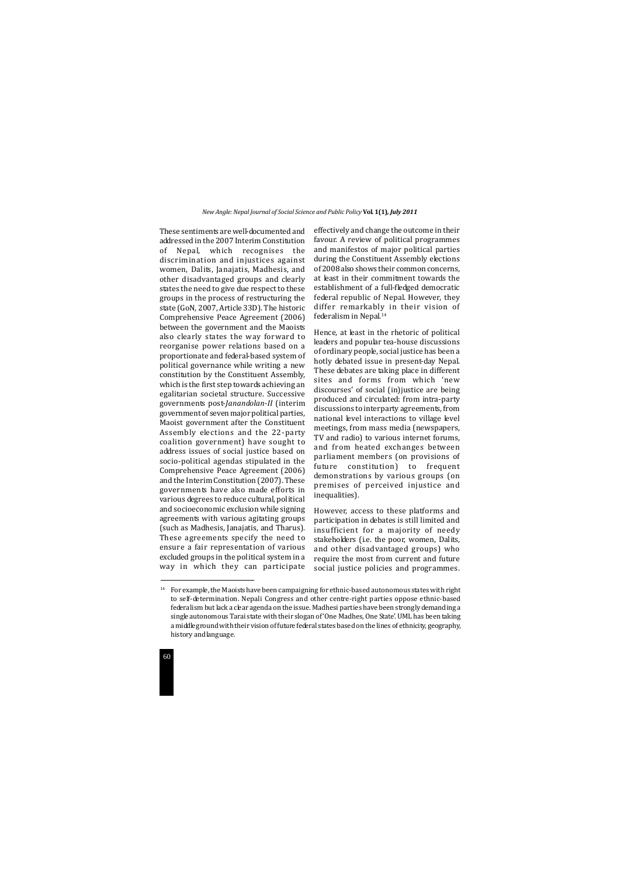These sentiments are well-documented and addressed in the 2007 Interim Constitution of Nepal, which recognises the discrimination and injustices against women, Dalits, Janajatis, Madhesis, and other disadvantaged groups and clearly states the need to give due respect to these groups in the process of restructuring the state (GoN, 2007, Article 33D). The historic Comprehensive Peace Agreement (2006) between the government and the Maoists also clearly states the way forward to reorganise power relations based on a proportionate and federal-based system of political governance while writing a new constitution by the Constituent Assembly, which is the first step towards achieving an egalitarian societal structure. Successive governments post-*Janandolan-II* (interim government of seven major political parties, Maoist government after the Constituent Assembly elections and the 22-party coalition government) have sought to address issues of social justice based on socio-political agendas stipulated in the Comprehensive Peace Agreement (2006) and the Interim Constitution (2007). These governments have also made efforts in various degrees to reduce cultural, political and socioeconomic exclusion while signing agreements with various agitating groups (such as Madhesis, Janajatis, and Tharus). These agreements specify the need to ensure a fair representation of various excluded groups in the political system in a way in which they can participate effectively and change the outcome in their favour. A review of political programmes and manifestos of major political parties during the Constituent Assembly elections of 2008 also shows their common concerns, at least in their commitment towards the establishment of a full-fledged democratic federal republic of Nepal. However, they differ remarkably in their vision of federalism in Nepal.[14]

Hence, at least in the rhetoric of political leaders and popular tea-house discussions of ordinary people, social justice has been a hotly debated issue in present-day Nepal. These debates are taking place in different sites and forms from which 'new discourses' of social (in)justice are being produced and circulated: from intra-party discussions to interparty agreements, from national level interactions to village level meetings, from mass media (newspapers, TV and radio) to various internet forums, and from heated exchanges between parliament members (on provisions of future constitution) to frequent demonstrations by various groups (on premises of perceived injustice and inequalities).

However, access to these platforms and participation in debates is still limited and insufficient for a majority of needy stakeholders (i.e. the poor, women, Dalits, and other disadvantaged groups) who require the most from current and future social justice policies and programmes.

---

[14] For example, the Maoists have been campaigning for ethnic-based autonomous states with right to self-determination. Nepali Congress and other centre-right parties oppose ethnic-based federalism but lack a clear agenda on the issue. Madhesi parties have been strongly demanding a single autonomous Tarai state with their slogan of 'One Madhes, One State'. UML has been taking a middle ground with their vision of future federal states based on the lines of ethnicity, geography, history and language.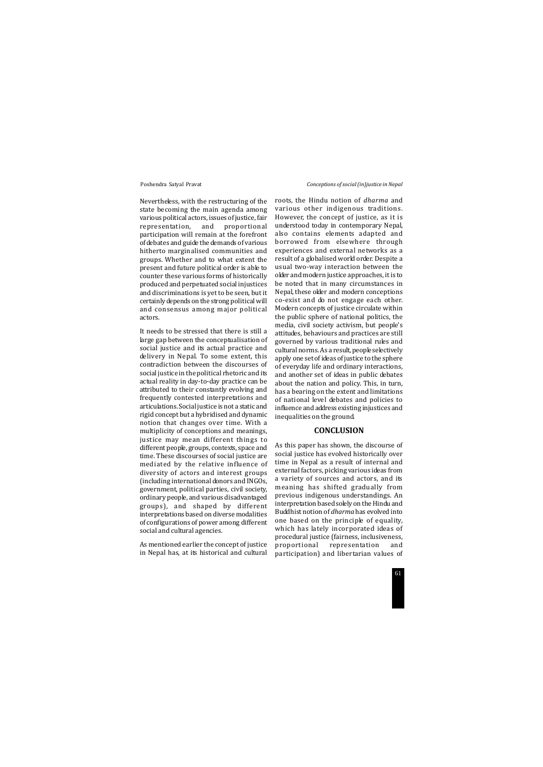Nevertheless, with the restructuring of the state becoming the main agenda among various political actors, issues of justice, fair representation, and proportional participation will remain at the forefront of debates and guide the demands of various hitherto marginalised communities and groups. Whether and to what extent the present and future political order is able to counter these various forms of historically produced and perpetuated social injustices and discriminations is yet to be seen, but it certainly depends on the strong political will and consensus among major political actors.

It needs to be stressed that there is still a large gap between the conceptualisation of social justice and its actual practice and delivery in Nepal. To some extent, this contradiction between the discourses of social justice in the political rhetoric and its actual reality in day-to-day practice can be attributed to their constantly evolving and frequently contested interpretations and articulations. Social justice is not a static and rigid concept but a hybridised and dynamic notion that changes over time. With a multiplicity of conceptions and meanings, justice may mean different things to different people, groups, contexts, space and time. These discourses of social justice are mediated by the relative influence of diversity of actors and interest groups (including international donors and INGOs, government, political parties, civil society, ordinary people, and various disadvantaged groups), and shaped by different interpretations based on diverse modalities of configurations of power among different social and cultural agencies.

As mentioned earlier the concept of justice in Nepal has, at its historical and cultural roots, the Hindu notion of *dharma* and various other indigenous traditions. However, the concept of justice, as it is understood today in contemporary Nepal, also contains elements adapted and borrowed from elsewhere through experiences and external networks as a result of a globalised world order. Despite a usual two-way interaction between the older and modern justice approaches, it is to be noted that in many circumstances in Nepal, these older and modern conceptions co-exist and do not engage each other. Modern concepts of justice circulate within the public sphere of national politics, the media, civil society activism, but people's attitudes, behaviours and practices are still governed by various traditional rules and cultural norms. As a result, people selectively apply one set of ideas of justice to the sphere of everyday life and ordinary interactions, and another set of ideas in public debates about the nation and policy. This, in turn, has a bearing on the extent and limitations of national level debates and policies to influence and address existing injustices and inequalities on the ground.

## CONCLUSION

As this paper has shown, the discourse of social justice has evolved historically over time in Nepal as a result of internal and external factors, picking various ideas from a variety of sources and actors, and its meaning has shifted gradually from previous indigenous understandings. An interpretation based solely on the Hindu and Buddhist notion of *dharma* has evolved into one based on the principle of equality, which has lately incorporated ideas of procedural justice (fairness, inclusiveness, proportional representation and participation) and libertarian values of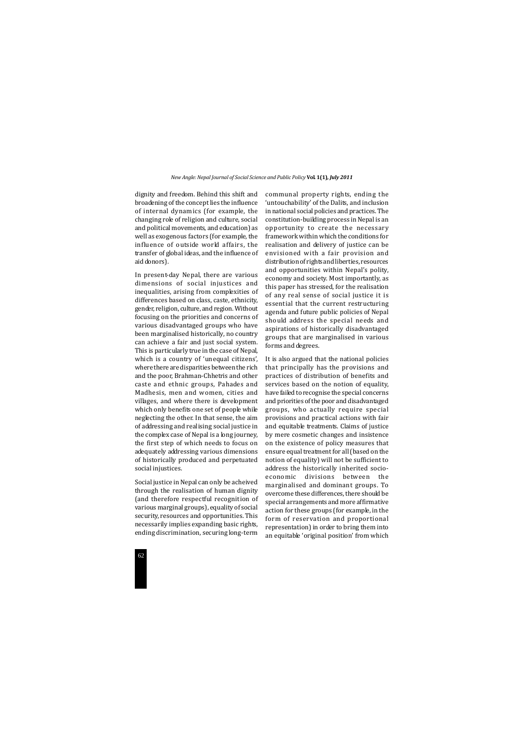dignity and freedom. Behind this shift and broadening of the concept lies the influence of internal dynamics (for example, the changing role of religion and culture, social and political movements, and education) as well as exogenous factors (for example, the influence of outside world affairs, the transfer of global ideas, and the influence of aid donors).

In present-day Nepal, there are various dimensions of social injustices and inequalities, arising from complexities of differences based on class, caste, ethnicity, gender, religion, culture, and region. Without focusing on the priorities and concerns of various disadvantaged groups who have been marginalised historically, no country can achieve a fair and just social system. This is particularly true in the case of Nepal, which is a country of 'unequal citizens', where there are disparities between the rich and the poor, Brahman-Chhetris and other caste and ethnic groups, Pahades and Madhesis, men and women, cities and villages, and where there is development which only benefits one set of people while neglecting the other. In that sense, the aim of addressing and realising social justice in the complex case of Nepal is a long journey, the first step of which needs to focus on adequately addressing various dimensions of historically produced and perpetuated social injustices.

Social justice in Nepal can only be acheived through the realisation of human dignity (and therefore respectful recognition of various marginal groups), equality of social security, resources and opportunities. This necessarily implies expanding basic rights, ending discrimination, securing long-term communal property rights, ending the 'untouchability' of the Dalits, and inclusion in national social policies and practices. The constitution-building process in Nepal is an opportunity to create the necessary framework within which the conditions for realisation and delivery of justice can be envisioned with a fair provision and distribution of rights and liberties, resources and opportunities within Nepal's polity, economy and society. Most importantly, as this paper has stressed, for the realisation of any real sense of social justice it is essential that the current restructuring agenda and future public policies of Nepal should address the special needs and aspirations of historically disadvantaged groups that are marginalised in various forms and degrees.

It is also argued that the national policies that principally has the provisions and practices of distribution of benefits and services based on the notion of equality, have failed to recognise the special concerns and priorities of the poor and disadvantaged groups, who actually require special provisions and practical actions with fair and equitable treatments. Claims of justice by mere cosmetic changes and insistence on the existence of policy measures that ensure equal treatment for all (based on the notion of equality) will not be sufficient to address the historically inherited socio-economic divisions between the marginalised and dominant groups. To overcome these differences, there should be special arrangements and more affirmative action for these groups (for example, in the form of reservation and proportional representation) in order to bring them into an equitable 'original position' from which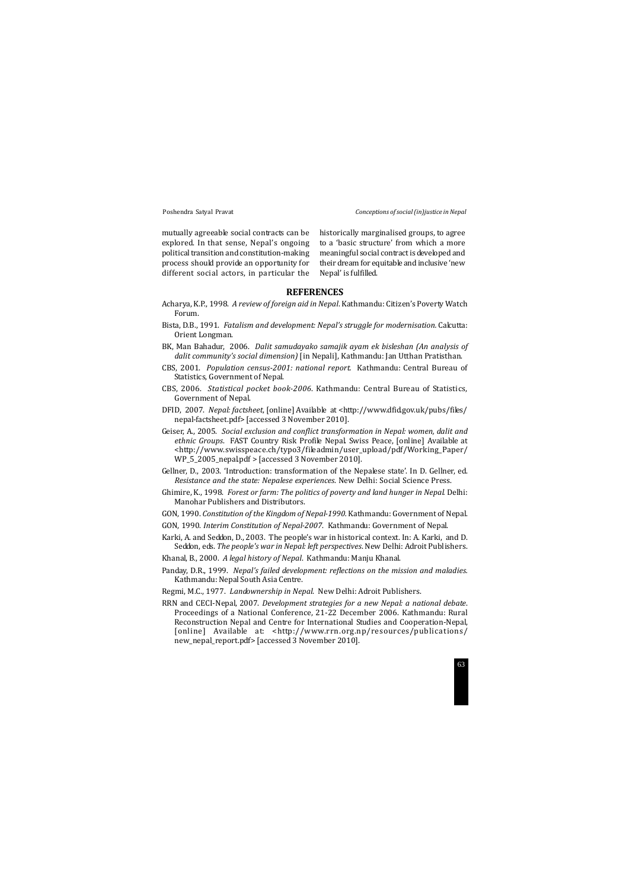mutually agreeable social contracts can be explored. In that sense, Nepal's ongoing political transition and constitution-making process should provide an opportunity for different social actors, in particular the historically marginalised groups, to agree to a 'basic structure' from which a more meaningful social contract is developed and their dream for equitable and inclusive 'new Nepal' is fulfilled.

## REFERENCES

Acharya, K.P., 1998. *A review of foreign aid in Nepal*. Kathmandu: Citizen's Poverty Watch Forum.

Bista, D.B., 1991. *Fatalism and development: Nepal's struggle for modernisation.* Calcutta: Orient Longman.

BK, Man Bahadur, 2006. *Dalit samudayako samajik ayam ek bisleshan (An analysis of dalit community's social dimension)* [in Nepali], Kathmandu: Jan Utthan Pratisthan.

CBS, 2001. *Population census-2001: national report.* Kathmandu: Central Bureau of Statistics, Government of Nepal.

CBS, 2006. *Statistical pocket book-2006*. Kathmandu: Central Bureau of Statistics, Government of Nepal.

DFID, 2007. *Nepal: factsheet*, [online] Available at <http://www.dfid.gov.uk/pubs/files/nepal-factsheet.pdf> [accessed 3 November 2010].

Geiser, A., 2005. *Social exclusion and conflict transformation in Nepal: women, dalit and ethnic Groups*. FAST Country Risk Profile Nepal. Swiss Peace, [online] Available at <http://www.swisspeace.ch/typo3/fileadmin/user_upload/pdf/Working_Paper/WP_5_2005_nepal.pdf > [accessed 3 November 2010].

Gellner, D., 2003. 'Introduction: transformation of the Nepalese state'. In D. Gellner, ed. *Resistance and the state: Nepalese experiences*. New Delhi: Social Science Press.

Ghimire, K., 1998. *Forest or farm: The politics of poverty and land hunger in Nepal.* Delhi: Manohar Publishers and Distributors.

GON, 1990. *Constitution of the Kingdom of Nepal-1990*. Kathmandu: Government of Nepal.

GON, 1990. *Interim Constitution of Nepal-2007*. Kathmandu: Government of Nepal.

Karki, A. and Seddon, D., 2003. The people's war in historical context. In: A. Karki, and D. Seddon, eds. *The people's war in Nepal: left perspectives*. New Delhi: Adroit Publishers.

Khanal, B., 2000. *A legal history of Nepal*. Kathmandu: Manju Khanal.

Panday, D.R., 1999. *Nepal's failed development: reflections on the mission and maladies.* Kathmandu: Nepal South Asia Centre.

Regmi, M.C., 1977. *Landownership in Nepal*. New Delhi: Adroit Publishers.

RRN and CECI-Nepal, 2007. *Development strategies for a new Nepal: a national debate*. Proceedings of a National Conference, 21-22 December 2006. Kathmandu: Rural Reconstruction Nepal and Centre for International Studies and Cooperation-Nepal, [online] Available at: <http://www.rrn.org.np/resources/publications/new_nepal_report.pdf> [accessed 3 November 2010].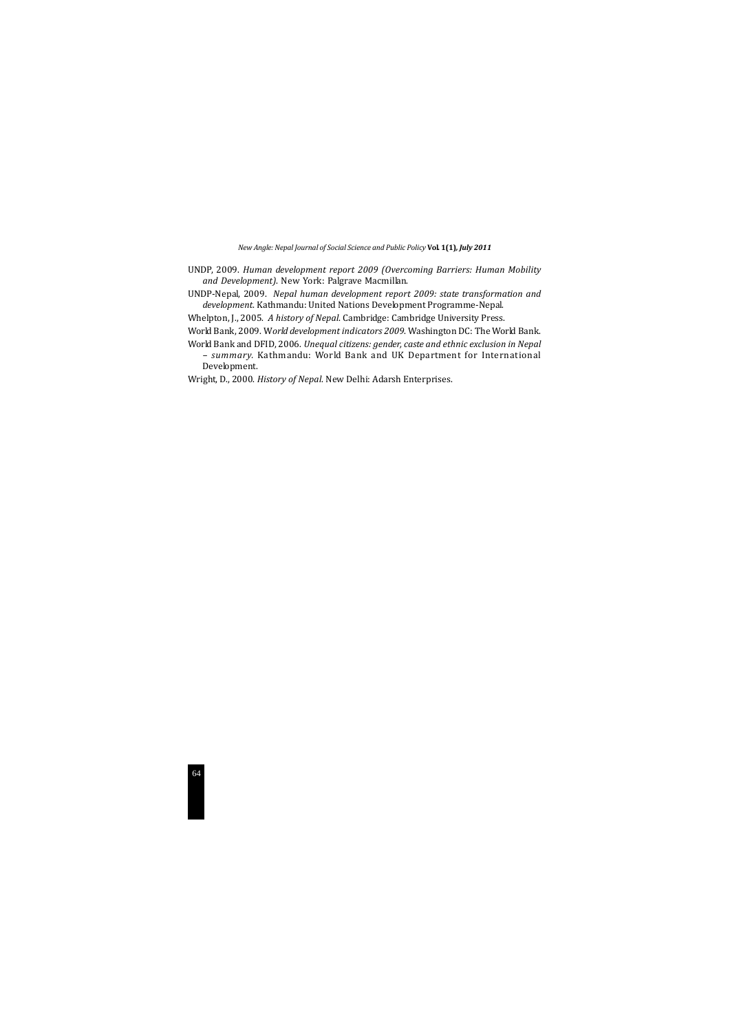UNDP, 2009. *Human development report 2009 (Overcoming Barriers: Human Mobility and Development)*. New York: Palgrave Macmillan.

UNDP-Nepal, 2009. *Nepal human development report 2009: state transformation and development*. Kathmandu: United Nations Development Programme-Nepal.

Whelpton, J., 2005. *A history of Nepal*. Cambridge: Cambridge University Press.

World Bank, 2009. W*orld development indicators 2009*. Washington DC: The World Bank.

World Bank and DFID, 2006. *Unequal citizens: gender, caste and ethnic exclusion in Nepal – summary*. Kathmandu: World Bank and UK Department for International Development.

Wright, D., 2000. *History of Nepal*. New Delhi: Adarsh Enterprises.